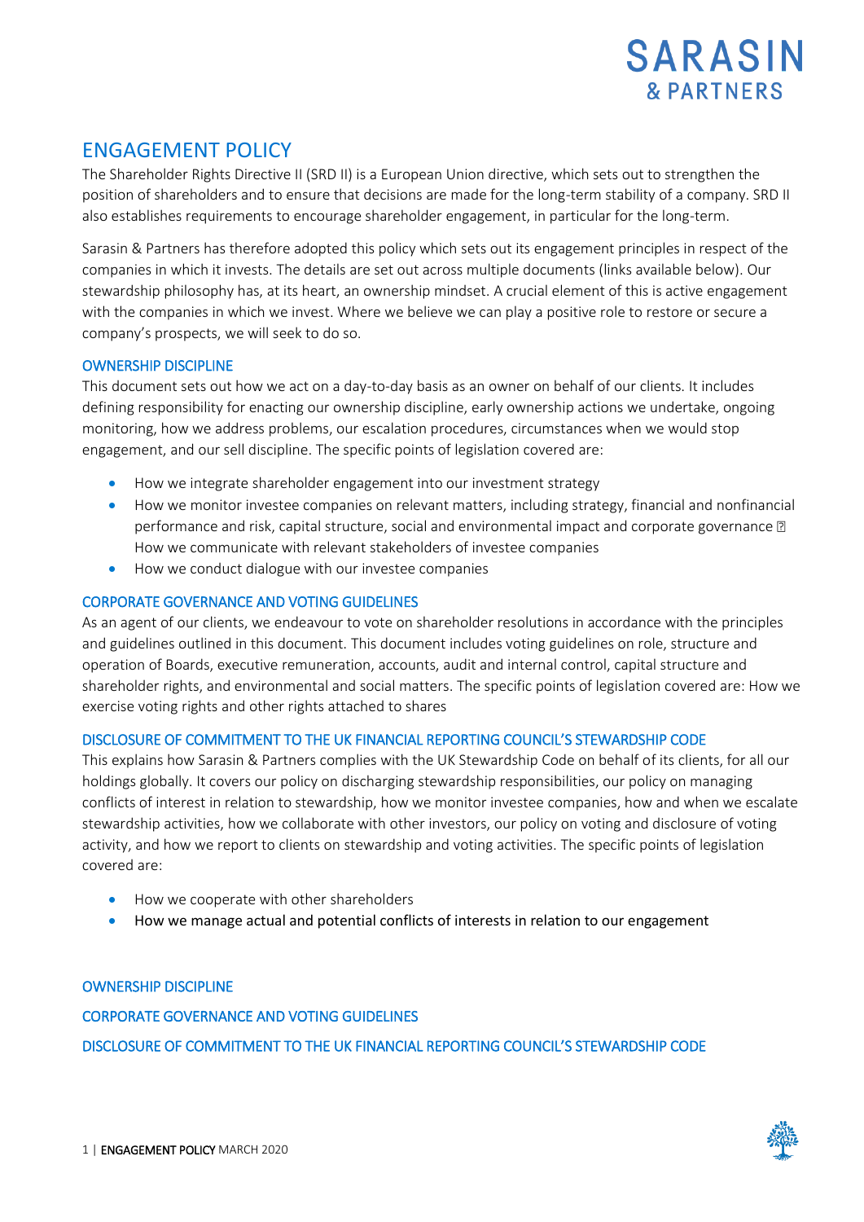# ENGAGEMENT POLICY

The Shareholder Rights Directive II (SRD II) is a European Union directive, which sets out to strengthen the position of shareholders and to ensure that decisions are made for the long-term stability of a company. SRD II also establishes requirements to encourage shareholder engagement, in particular for the long-term.

Sarasin & Partners has therefore adopted this policy which sets out its engagement principles in respect of the companies in which it invests. The details are set out across multiple documents (links available below). Our stewardship philosophy has, at its heart, an ownership mindset. A crucial element of this is active engagement with the companies in which we invest. Where we believe we can play a positive role to restore or secure a company's prospects, we will seek to do so.

## OWNERSHIP DISCIPLINE

This document sets out how we act on a day-to-day basis as an owner on behalf of our clients. It includes defining responsibility for enacting our ownership discipline, early ownership actions we undertake, ongoing monitoring, how we address problems, our escalation procedures, circumstances when we would stop engagement, and our sell discipline. The specific points of legislation covered are:

- How we integrate shareholder engagement into our investment strategy
- How we monitor investee companies on relevant matters, including strategy, financial and nonfinancial performance and risk, capital structure, social and environmental impact and corporate governance  How we communicate with relevant stakeholders of investee companies
- How we conduct dialogue with our investee companies

## CORPORATE GOVERNANCE AND VOTING GUIDELINES

As an agent of our clients, we endeavour to vote on shareholder resolutions in accordance with the principles and guidelines outlined in this document. This document includes voting guidelines on role, structure and operation of Boards, executive remuneration, accounts, audit and internal control, capital structure and shareholder rights, and environmental and social matters. The specific points of legislation covered are: How we exercise voting rights and other rights attached to shares

## DISCLOSURE OF COMMITMENT TO THE UK FINANCIAL REPORTING COUNCIL'S STEWARDSHIP CODE

This explains how Sarasin & Partners complies with the UK Stewardship Code on behalf of its clients, for all our holdings globally. It covers our policy on discharging stewardship responsibilities, our policy on managing conflicts of interest in relation to stewardship, how we monitor investee companies, how and when we escalate stewardship activities, how we collaborate with other investors, our policy on voting and disclosure of voting activity, and how we report to clients on stewardship and voting activities. The specific points of legislation covered are:

- How we cooperate with other shareholders
- How we manage actual and potential conflicts of interests in relation to our engagement

OWNERSHIP DISCIPLINE

CORPORATE GOVERNANCE AND VOTING GUIDELINES

DISCLOSURE OF COMMITMENT TO THE UK FINANCIAL REPORTING COUNCIL'S STEWARDSHIP CODE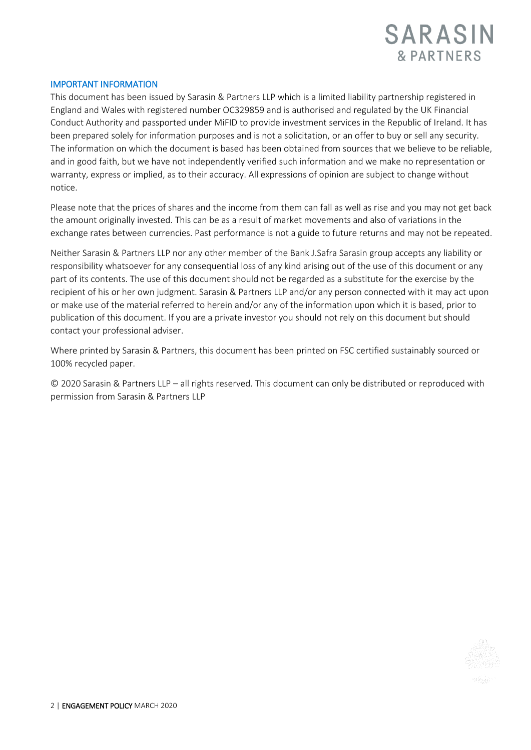## IMPORTANT INFORMATION

This document has been issued by Sarasin & Partners LLP which is a limited liability partnership registered in England and Wales with registered number OC329859 and is authorised and regulated by the UK Financial Conduct Authority and passported under MiFID to provide investment services in the Republic of Ireland. It has been prepared solely for information purposes and is not a solicitation, or an offer to buy or sell any security. The information on which the document is based has been obtained from sources that we believe to be reliable, and in good faith, but we have not independently verified such information and we make no representation or warranty, express or implied, as to their accuracy. All expressions of opinion are subject to change without notice.

Please note that the prices of shares and the income from them can fall as well as rise and you may not get back the amount originally invested. This can be as a result of market movements and also of variations in the exchange rates between currencies. Past performance is not a guide to future returns and may not be repeated.

Neither Sarasin & Partners LLP nor any other member of the Bank J.Safra Sarasin group accepts any liability or responsibility whatsoever for any consequential loss of any kind arising out of the use of this document or any part of its contents. The use of this document should not be regarded as a substitute for the exercise by the recipient of his or her own judgment. Sarasin & Partners LLP and/or any person connected with it may act upon or make use of the material referred to herein and/or any of the information upon which it is based, prior to publication of this document. If you are a private investor you should not rely on this document but should contact your professional adviser.

Where printed by Sarasin & Partners, this document has been printed on FSC certified sustainably sourced or 100% recycled paper.

© 2020 Sarasin & Partners LLP – all rights reserved. This document can only be distributed or reproduced with permission from Sarasin & Partners LLP